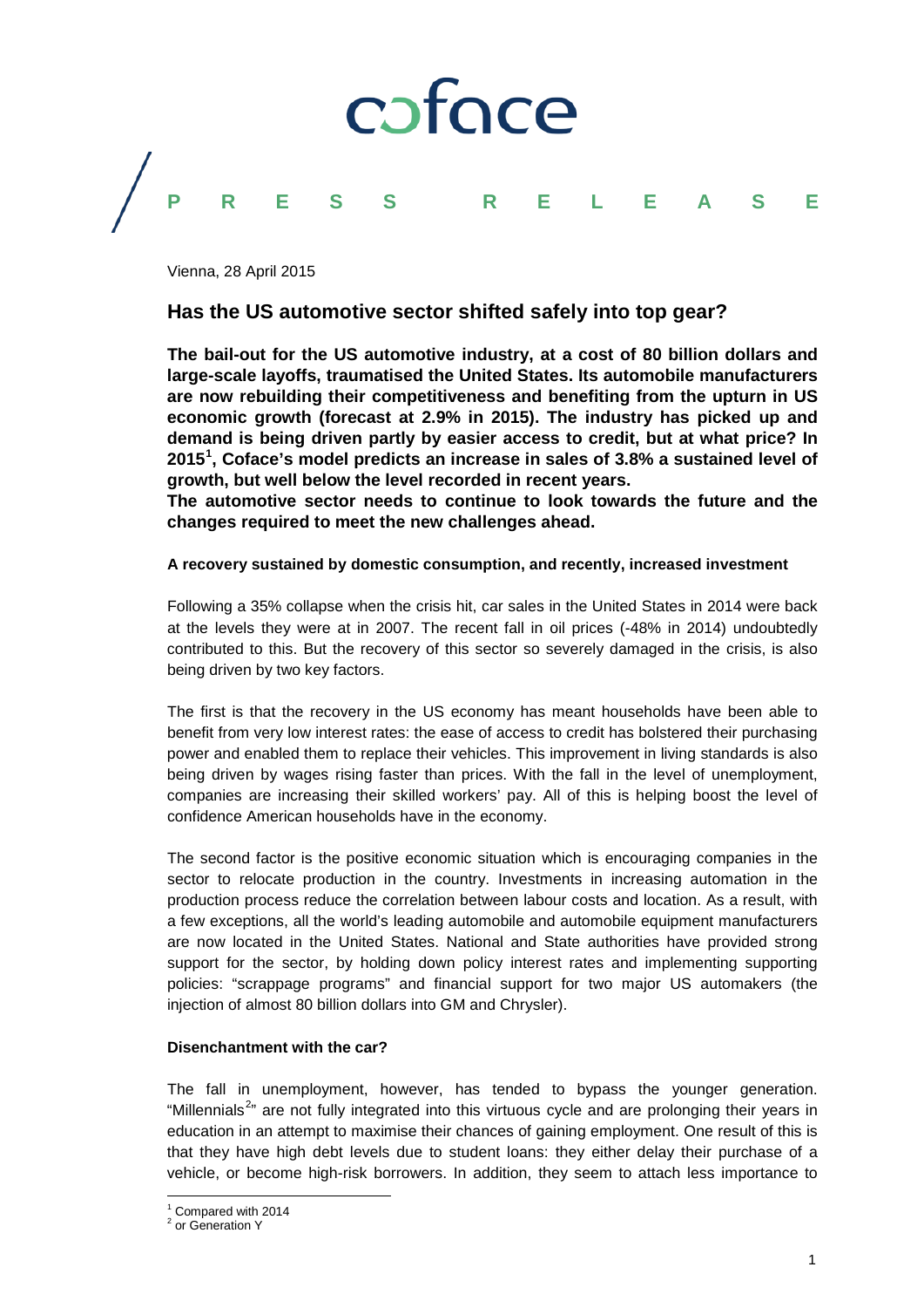coface

PRESS RELEASE

Vienna, 28 April 2015

## Has the US automotive sector shifted safely into top gear?

**The bail-out for the US automotive industry, at a cost of 80 billion dollars and large-scale layoffs, traumatised the United States. Its automobile manufacturers are now rebuilding their competitiveness and benefiting from the upturn in US economic growth (forecast at 2.9% in 2015). The industry has picked up and demand is being driven partly by easier access to credit, but at what price? In 2015[1], Coface's model predicts an increase in sales of 3.8% a sustained level of growth, but well below the level recorded in recent years.**
**The automotive sector needs to continue to look towards the future and the changes required to meet the new challenges ahead.**

#### A recovery sustained by domestic consumption, and recently, increased investment

Following a 35% collapse when the crisis hit, car sales in the United States in 2014 were back at the levels they were at in 2007. The recent fall in oil prices (-48% in 2014) undoubtedly contributed to this. But the recovery of this sector so severely damaged in the crisis, is also being driven by two key factors.

The first is that the recovery in the US economy has meant households have been able to benefit from very low interest rates: the ease of access to credit has bolstered their purchasing power and enabled them to replace their vehicles. This improvement in living standards is also being driven by wages rising faster than prices. With the fall in the level of unemployment, companies are increasing their skilled workers' pay. All of this is helping boost the level of confidence American households have in the economy.

The second factor is the positive economic situation which is encouraging companies in the sector to relocate production in the country. Investments in increasing automation in the production process reduce the correlation between labour costs and location. As a result, with a few exceptions, all the world's leading automobile and automobile equipment manufacturers are now located in the United States. National and State authorities have provided strong support for the sector, by holding down policy interest rates and implementing supporting policies: "scrappage programs" and financial support for two major US automakers (the injection of almost 80 billion dollars into GM and Chrysler).

#### Disenchantment with the car?

The fall in unemployment, however, has tended to bypass the younger generation. "Millennials[2]" are not fully integrated into this virtuous cycle and are prolonging their years in education in an attempt to maximise their chances of gaining employment. One result of this is that they have high debt levels due to student loans: they either delay their purchase of a vehicle, or become high-risk borrowers. In addition, they seem to attach less importance to

[1] Compared with 2014
[2] or Generation Y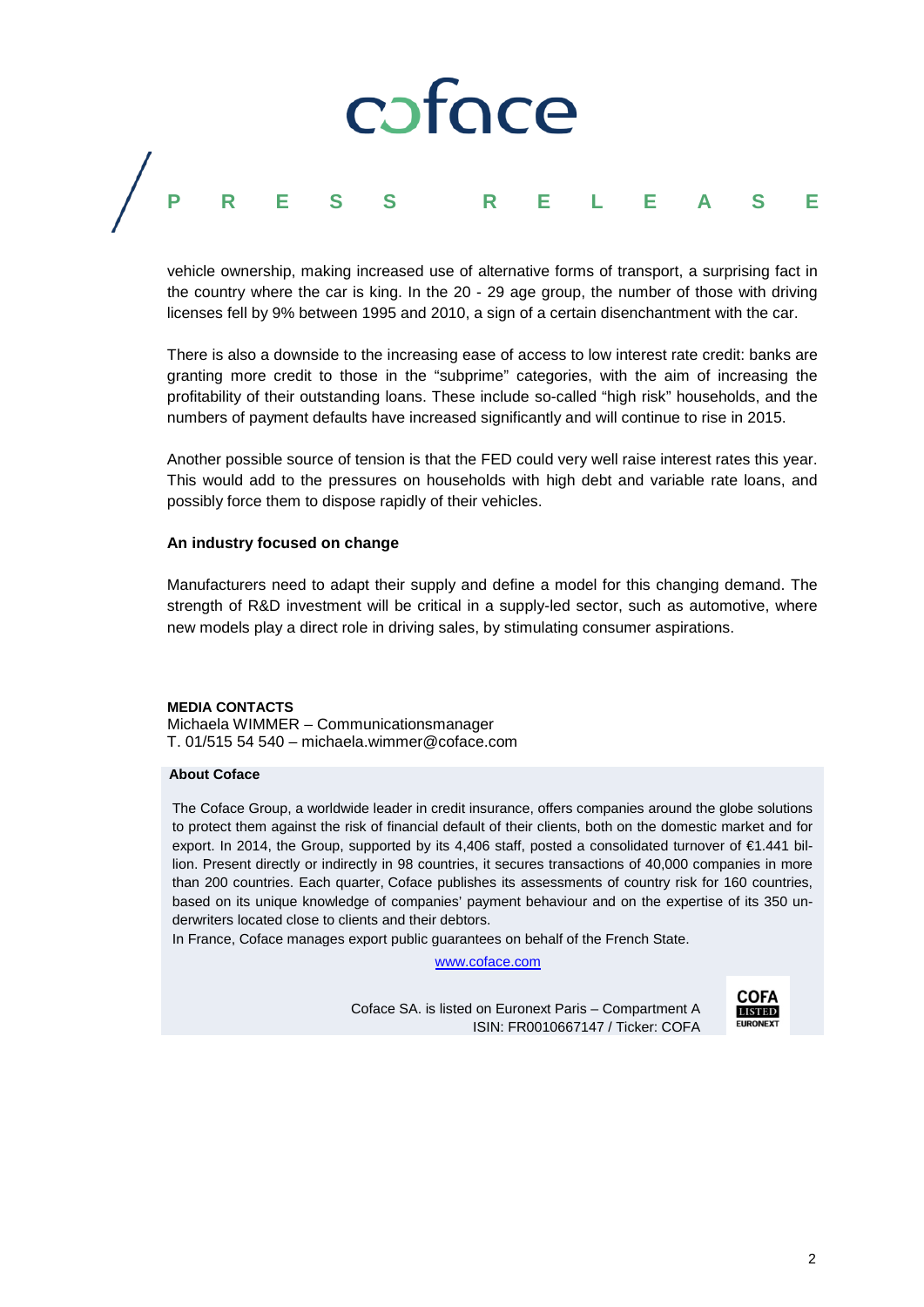vehicle ownership, making increased use of alternative forms of transport, a surprising fact in the country where the car is king. In the 20 - 29 age group, the number of those with driving licenses fell by 9% between 1995 and 2010, a sign of a certain disenchantment with the car.

There is also a downside to the increasing ease of access to low interest rate credit: banks are granting more credit to those in the "subprime" categories, with the aim of increasing the profitability of their outstanding loans. These include so-called "high risk" households, and the numbers of payment defaults have increased significantly and will continue to rise in 2015.

Another possible source of tension is that the FED could very well raise interest rates this year. This would add to the pressures on households with high debt and variable rate loans, and possibly force them to dispose rapidly of their vehicles.

**An industry focused on change**

Manufacturers need to adapt their supply and define a model for this changing demand. The strength of R&D investment will be critical in a supply-led sector, such as automotive, where new models play a direct role in driving sales, by stimulating consumer aspirations.

**MEDIA CONTACTS**
Michaela WIMMER – Communicationsmanager
T. 01/515 54 540 – michaela.wimmer@coface.com

**About Coface**

The Coface Group, a worldwide leader in credit insurance, offers companies around the globe solutions to protect them against the risk of financial default of their clients, both on the domestic market and for export. In 2014, the Group, supported by its 4,406 staff, posted a consolidated turnover of €1.441 billion. Present directly or indirectly in 98 countries, it secures transactions of 40,000 companies in more than 200 countries. Each quarter, Coface publishes its assessments of country risk for 160 countries, based on its unique knowledge of companies' payment behaviour and on the expertise of its 350 underwriters located close to clients and their debtors.
In France, Coface manages export public guarantees on behalf of the French State.

www.coface.com

Coface SA. is listed on Euronext Paris – Compartment A
ISIN: FR0010667147 / Ticker: COFA

COFA LISTED EURONEXT